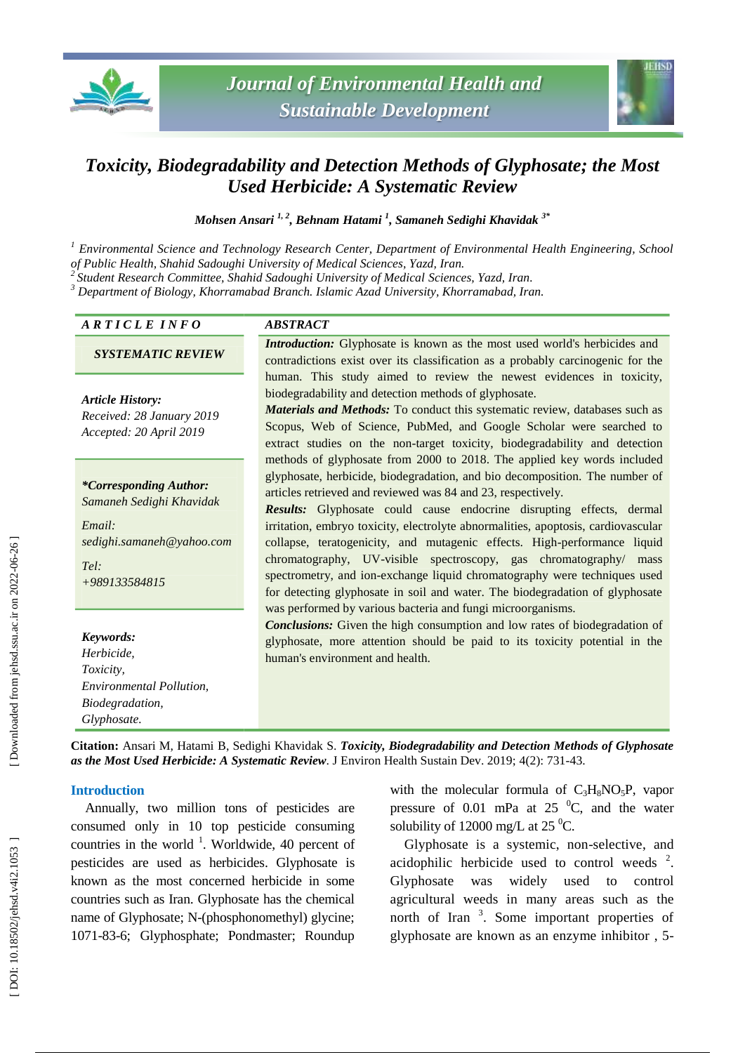# Toxicity, Biodegradability and Detection Methods of Glyphosate; the Most Used Herbicide: A Systematic Review

**Mohsen Ansari [1, 2], Behnam Hatami [1], Samaneh Sedighi Khavidak [3*]**

[1] *Environmental Science and Technology Research Center, Department of Environmental Health Engineering, School of Public Health, Shahid Sadoughi University of Medical Sciences, Yazd, Iran.*
[2] *Student Research Committee, Shahid Sadoughi University of Medical Sciences, Yazd, Iran.*
[3] *Department of Biology, Khorramabad Branch. Islamic Azad University, Khorramabad, Iran.*

## ARTICLE INFO

***SYSTEMATIC REVIEW***

***Article History:***
*Received: 28 January 2019*
*Accepted: 20 April 2019*

***\*Corresponding Author:***
*Samaneh Sedighi Khavidak*

*Email:*
*sedighi.samaneh@yahoo.com*

*Tel:*
*+989133584815*

***Keywords:***
*Herbicide,*
*Toxicity,*
*Environmental Pollution,*
*Biodegradation,*
*Glyphosate.*

## ABSTRACT

***Introduction:*** Glyphosate is known as the most used world's herbicides and contradictions exist over its classification as a probably carcinogenic for the human. This study aimed to review the newest evidences in toxicity, biodegradability and detection methods of glyphosate.

***Materials and Methods:*** To conduct this systematic review, databases such as Scopus, Web of Science, PubMed, and Google Scholar were searched to extract studies on the non-target toxicity, biodegradability and detection methods of glyphosate from 2000 to 2018. The applied key words included glyphosate, herbicide, biodegradation, and bio decomposition. The number of articles retrieved and reviewed was 84 and 23, respectively.

***Results:*** Glyphosate could cause endocrine disrupting effects, dermal irritation, embryo toxicity, electrolyte abnormalities, apoptosis, cardiovascular collapse, teratogenicity, and mutagenic effects. High-performance liquid chromatography, UV-visible spectroscopy, gas chromatography/ mass spectrometry, and ion-exchange liquid chromatography were techniques used for detecting glyphosate in soil and water. The biodegradation of glyphosate was performed by various bacteria and fungi microorganisms.

***Conclusions:*** Given the high consumption and low rates of biodegradation of glyphosate, more attention should be paid to its toxicity potential in the human's environment and health.

**Citation:** Ansari M, Hatami B, Sedighi Khavidak S. ***Toxicity, Biodegradability and Detection Methods of Glyphosate as the Most Used Herbicide: A Systematic Review***. J Environ Health Sustain Dev. 2019; 4(2): 731-43.

## Introduction

Annually, two million tons of pesticides are consumed only in 10 top pesticide consuming countries in the world [1]. Worldwide, 40 percent of pesticides are used as herbicides. Glyphosate is known as the most concerned herbicide in some countries such as Iran. Glyphosate has the chemical name of Glyphosate; N-(phosphonomethyl) glycine; 1071-83-6; Glyphosphate; Pondmaster; Roundup with the molecular formula of $C_3H_8NO_5P$, vapor pressure of 0.01 mPa at 25 $^0$C, and the water solubility of 12000 mg/L at 25 $^0$C.

Glyphosate is a systemic, non-selective, and acidophilic herbicide used to control weeds [2]. Glyphosate was widely used to control agricultural weeds in many areas such as the north of Iran [3]. Some important properties of glyphosate are known as an enzyme inhibitor , 5-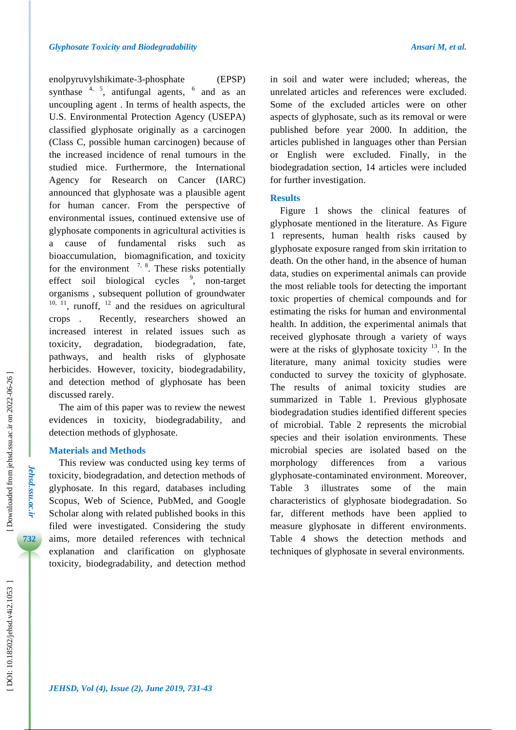enolpyruvylshikimate-3-phosphate (EPSP) synthase [4, 5], antifungal agents, [6] and as an uncoupling agent . In terms of health aspects, the U.S. Environmental Protection Agency (USEPA) classified glyphosate originally as a carcinogen (Class C, possible human carcinogen) because of the increased incidence of renal tumours in the studied mice. Furthermore, the International Agency for Research on Cancer (IARC) announced that glyphosate was a plausible agent for human cancer. From the perspective of environmental issues, continued extensive use of glyphosate components in agricultural activities is a cause of fundamental risks such as bioaccumulation, biomagnification, and toxicity for the environment [7, 8]. These risks potentially effect soil biological cycles [9], non-target organisms , subsequent pollution of groundwater [10, 11], runoff, [12] and the residues on agricultural crops . Recently, researchers showed an increased interest in related issues such as toxicity, degradation, biodegradation, fate, pathways, and health risks of glyphosate herbicides. However, toxicity, biodegradability, and detection method of glyphosate has been discussed rarely.

The aim of this paper was to review the newest evidences in toxicity, biodegradability, and detection methods of glyphosate.

## Materials and Methods

This review was conducted using key terms of toxicity, biodegradation, and detection methods of glyphosate. In this regard, databases including Scopus, Web of Science, PubMed, and Google Scholar along with related published books in this filed were investigated. Considering the study aims, more detailed references with technical explanation and clarification on glyphosate toxicity, biodegradability, and detection method in soil and water were included; whereas, the unrelated articles and references were excluded. Some of the excluded articles were on other aspects of glyphosate, such as its removal or were published before year 2000. In addition, the articles published in languages other than Persian or English were excluded. Finally, in the biodegradation section, 14 articles were included for further investigation.

## Results

Figure 1 shows the clinical features of glyphosate mentioned in the literature. As Figure 1 represents, human health risks caused by glyphosate exposure ranged from skin irritation to death. On the other hand, in the absence of human data, studies on experimental animals can provide the most reliable tools for detecting the important toxic properties of chemical compounds and for estimating the risks for human and environmental health. In addition, the experimental animals that received glyphosate through a variety of ways were at the risks of glyphosate toxicity [13]. In the literature, many animal toxicity studies were conducted to survey the toxicity of glyphosate. The results of animal toxicity studies are summarized in Table 1. Previous glyphosate biodegradation studies identified different species of microbial. Table 2 represents the microbial species and their isolation environments. These microbial species are isolated based on the morphology differences from a various glyphosate-contaminated environment. Moreover, Table 3 illustrates some of the main characteristics of glyphosate biodegradation. So far, different methods have been applied to measure glyphosate in different environments. Table 4 shows the detection methods and techniques of glyphosate in several environments.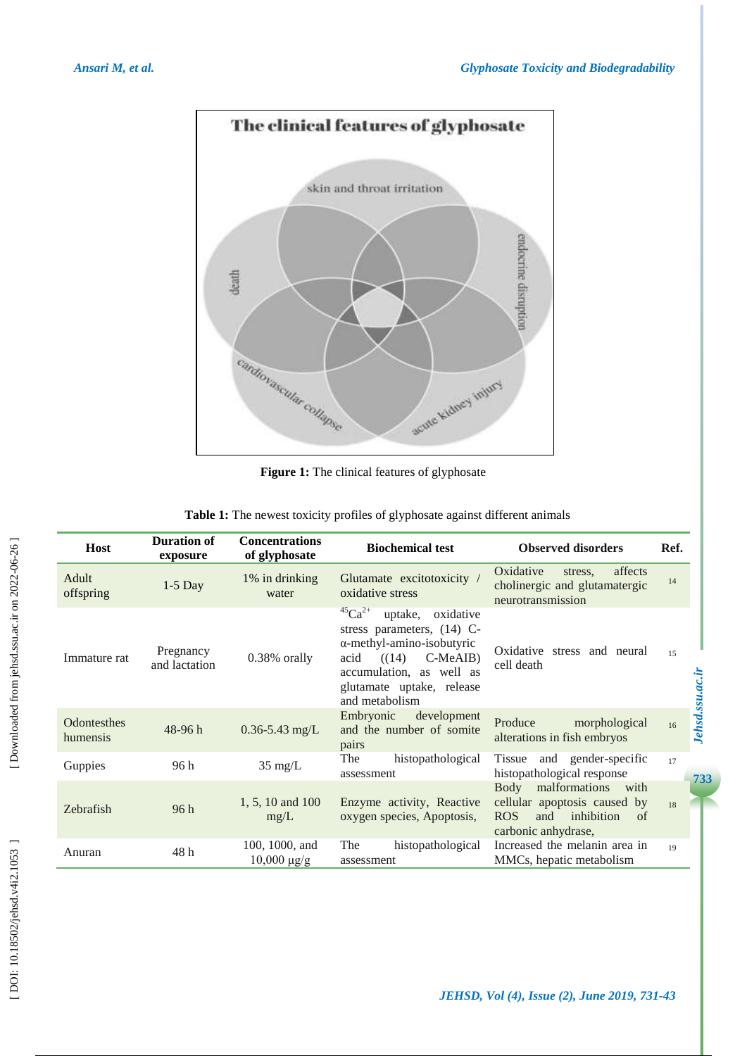The clinical features of glyphosate

skin and throat irritation

death

endocrine disruption

cardiovascular collapse

acute kidney injury

**Figure 1:** The clinical features of glyphosate

**Table 1:** The newest toxicity profiles of glyphosate against different animals

| Host | Duration of exposure | Concentrations of glyphosate | Biochemical test | Observed disorders | Ref. |
|---|---|---|---|---|---|
| Adult offspring | 1-5 Day | 1% in drinking water | Glutamate excitotoxicity / oxidative stress | Oxidative stress, affects cholinergic and glutamatergic neurotransmission | 14 |
| Immature rat | Pregnancy and lactation | 0.38% orally | $^{45}Ca^{2+}$ uptake, oxidative stress parameters, (14) C-α-methyl-amino-isobutyric acid ((14) C-MeAIB) accumulation, as well as glutamate uptake, release and metabolism | Oxidative stress and neural cell death | 15 |
| Odontesthes humensis | 48-96 h | 0.36-5.43 mg/L | Embryonic development and the number of somite pairs | Produce morphological alterations in fish embryos | 16 |
| Guppies | 96 h | 35 mg/L | The histopathological assessment | Tissue and gender-specific histopathological response | 17 |
| Zebrafish | 96 h | 1, 5, 10 and 100 mg/L | Enzyme activity, Reactive oxygen species, Apoptosis, | Body malformations with cellular apoptosis caused by ROS and inhibition of carbonic anhydrase, | 18 |
| Anuran | 48 h | 100, 1000, and 10,000 µg/g | The histopathological assessment | Increased the melanin area in MMCs, hepatic metabolism | 19 |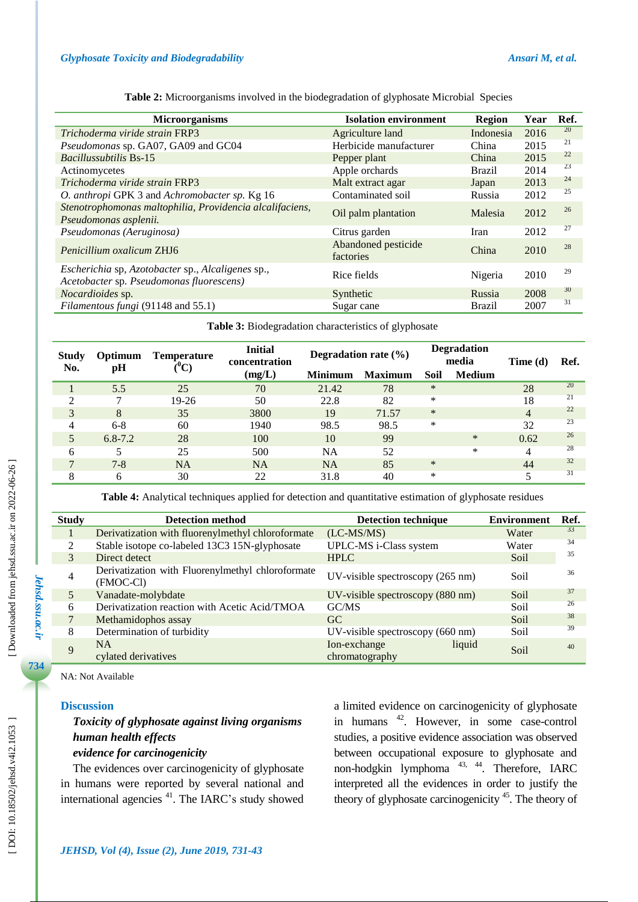**Table 2:** Microorganisms involved in the biodegradation of glyphosate Microbial Species

| Microorganisms | Isolation environment | Region | Year | Ref. |
|---|---|---|---|---|
| *Trichoderma viride strain* FRP3 | Agriculture land | Indonesia | 2016 | 20 |
| *Pseudomonas* sp. GA07, GA09 and GC04 | Herbicide manufacturer | China | 2015 | 21 |
| *Bacillussubtilis* Bs-15 | Pepper plant | China | 2015 | 22 |
| Actinomycetes | Apple orchards | Brazil | 2014 | 23 |
| *Trichoderma viride strain* FRP3 | Malt extract agar | Japan | 2013 | 24 |
| *O. anthropi* GPK 3 and *Achromobacter sp.* Kg 16 | Contaminated soil | Russia | 2012 | 25 |
| *Stenotrophomonas maltophilia, Providencia alcalifaciens, Pseudomonas asplenii.* | Oil palm plantation | Malesia | 2012 | 26 |
| *Pseudomonas (Aeruginosa)* | Citrus garden | Iran | 2012 | 27 |
| *Penicillium oxalicum* ZHJ6 | Abandoned pesticide factories | China | 2010 | 28 |
| *Escherichia* sp, *Azotobacter* sp., *Alcaligenes* sp., *Acetobacter* sp. *Pseudomonas fluorescens)* | Rice fields | Nigeria | 2010 | 29 |
| *Nocardioides* sp. | Synthetic | Russia | 2008 | 30 |
| *Filamentous fungi* (91148 and 55.1) | Sugar cane | Brazil | 2007 | 31 |

**Table 3:** Biodegradation characteristics of glyphosate

| Study No. | Optimum pH | Temperature ($^0$C) | Initial concentration (mg/L) | Degradation rate (%) | | Degradation media | | Time (d) | Ref. |
|---|---|---|---|---|---|---|---|---|---|
| | | | | Minimum | Maximum | Soil | Medium | | |
| 1 | 5.5 | 25 | 70 | 21.42 | 78 | * | | 28 | 20 |
| 2 | 7 | 19-26 | 50 | 22.8 | 82 | * | | 18 | 21 |
| 3 | 8 | 35 | 3800 | 19 | 71.57 | * | | 4 | 22 |
| 4 | 6-8 | 60 | 1940 | 98.5 | 98.5 | * | | 32 | 23 |
| 5 | 6.8-7.2 | 28 | 100 | 10 | 99 | | * | 0.62 | 26 |
| 6 | 5 | 25 | 500 | NA | 52 | | * | 4 | 28 |
| 7 | 7-8 | NA | NA | NA | 85 | * | | 44 | 32 |
| 8 | 6 | 30 | 22 | 31.8 | 40 | * | | 5 | 31 |

**Table 4:** Analytical techniques applied for detection and quantitative estimation of glyphosate residues

| Study | Detection method | Detection technique | Environment | Ref. |
|---|---|---|---|---|
| 1 | Derivatization with fluorenylmethyl chloroformate | (LC-MS/MS) | Water | 33 |
| 2 | Stable isotope co-labeled 13C3 15N-glyphosate | UPLC-MS i-Class system | Water | 34 |
| 3 | Direct detect | HPLC | Soil | 35 |
| 4 | Derivatization with Fluorenylmethyl chloroformate (FMOC-Cl) | UV-visible spectroscopy (265 nm) | Soil | 36 |
| 5 | Vanadate-molybdate | UV-visible spectroscopy (880 nm) | Soil | 37 |
| 6 | Derivatization reaction with Acetic Acid/TMOA | GC/MS | Soil | 26 |
| 7 | Methamidophos assay | GC | Soil | 38 |
| 8 | Determination of turbidity | UV-visible spectroscopy (660 nm) | Soil | 39 |
| 9 | NA cylated derivatives | Ion-exchange liquid chromatography | Soil | 40 |

NA: Not Available

## Discussion

***Toxicity of glyphosate against living organisms human health effects evidence for carcinogenicity***

The evidences over carcinogenicity of glyphosate in humans were reported by several national and international agencies [41]. The IARC's study showed a limited evidence on carcinogenicity of glyphosate in humans [42]. However, in some case-control studies, a positive evidence association was observed between occupational exposure to glyphosate and non-hodgkin lymphoma [43, 44]. Therefore, IARC interpreted all the evidences in order to justify the theory of glyphosate carcinogenicity [45]. The theory of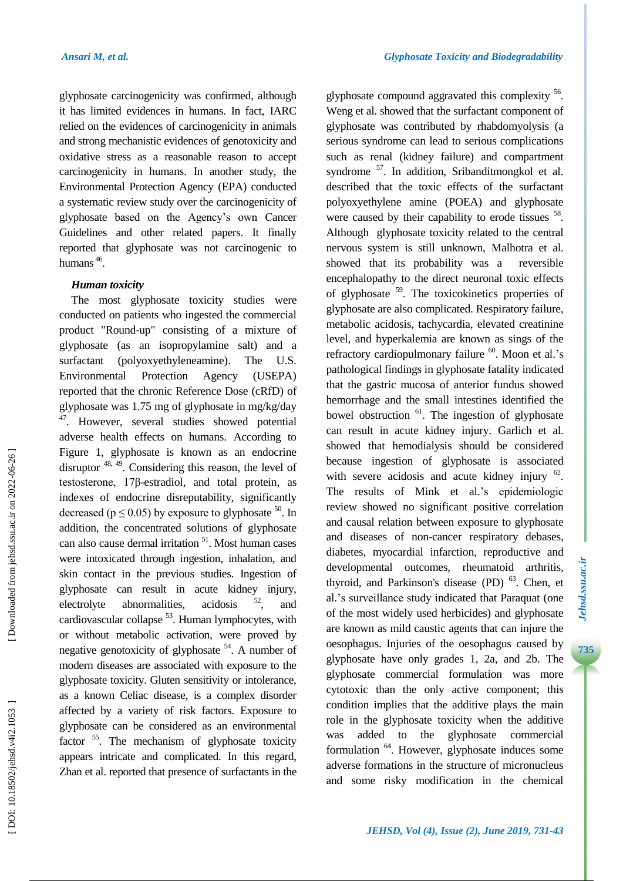glyphosate carcinogenicity was confirmed, although it has limited evidences in humans. In fact, IARC relied on the evidences of carcinogenicity in animals and strong mechanistic evidences of genotoxicity and oxidative stress as a reasonable reason to accept carcinogenicity in humans. In another study, the Environmental Protection Agency (EPA) conducted a systematic review study over the carcinogenicity of glyphosate based on the Agency's own Cancer Guidelines and other related papers. It finally reported that glyphosate was not carcinogenic to humans [46].

### *Human toxicity*

The most glyphosate toxicity studies were conducted on patients who ingested the commercial product "Round-up" consisting of a mixture of glyphosate (as an isopropylamine salt) and a surfactant (polyoxyethyleneamine). The U.S. Environmental Protection Agency (USEPA) reported that the chronic Reference Dose (cRfD) of glyphosate was 1.75 mg of glyphosate in mg/kg/day [47]. However, several studies showed potential adverse health effects on humans. According to Figure 1, glyphosate is known as an endocrine disruptor [48, 49]. Considering this reason, the level of testosterone, 17β-estradiol, and total protein, as indexes of endocrine disreputability, significantly decreased ($p \leq 0.05$) by exposure to glyphosate [50]. In addition, the concentrated solutions of glyphosate can also cause dermal irritation [51]. Most human cases were intoxicated through ingestion, inhalation, and skin contact in the previous studies. Ingestion of glyphosate can result in acute kidney injury, electrolyte abnormalities, acidosis [52], and cardiovascular collapse [53]. Human lymphocytes, with or without metabolic activation, were proved by negative genotoxicity of glyphosate [54]. A number of modern diseases are associated with exposure to the glyphosate toxicity. Gluten sensitivity or intolerance, as a known Celiac disease, is a complex disorder affected by a variety of risk factors. Exposure to glyphosate can be considered as an environmental factor [55]. The mechanism of glyphosate toxicity appears intricate and complicated. In this regard, Zhan et al. reported that presence of surfactants in the glyphosate compound aggravated this complexity [56]. Weng et al. showed that the surfactant component of glyphosate was contributed by rhabdomyolysis (a serious syndrome can lead to serious complications such as renal (kidney failure) and compartment syndrome [57]. In addition, Sribanditmongkol et al. described that the toxic effects of the surfactant polyoxyethylene amine (POEA) and glyphosate were caused by their capability to erode tissues [58]. Although glyphosate toxicity related to the central nervous system is still unknown, Malhotra et al. showed that its probability was a reversible encephalopathy to the direct neuronal toxic effects of glyphosate [59]. The toxicokinetics properties of glyphosate are also complicated. Respiratory failure, metabolic acidosis, tachycardia, elevated creatinine level, and hyperkalemia are known as sings of the refractory cardiopulmonary failure [60]. Moon et al.'s pathological findings in glyphosate fatality indicated that the gastric mucosa of anterior fundus showed hemorrhage and the small intestines identified the bowel obstruction [61]. The ingestion of glyphosate can result in acute kidney injury. Garlich et al. showed that hemodialysis should be considered because ingestion of glyphosate is associated with severe acidosis and acute kidney injury [62]. The results of Mink et al.'s epidemiologic review showed no significant positive correlation and causal relation between exposure to glyphosate and diseases of non-cancer respiratory debases, diabetes, myocardial infarction, reproductive and developmental outcomes, rheumatoid arthritis, thyroid, and Parkinson's disease (PD) [63]. Chen, et al.'s surveillance study indicated that Paraquat (one of the most widely used herbicides) and glyphosate are known as mild caustic agents that can injure the oesophagus. Injuries of the oesophagus caused by glyphosate have only grades 1, 2a, and 2b. The glyphosate commercial formulation was more cytotoxic than the only active component; this condition implies that the additive plays the main role in the glyphosate toxicity when the additive was added to the glyphosate commercial formulation [64]. However, glyphosate induces some adverse formations in the structure of micronucleus and some risky modification in the chemical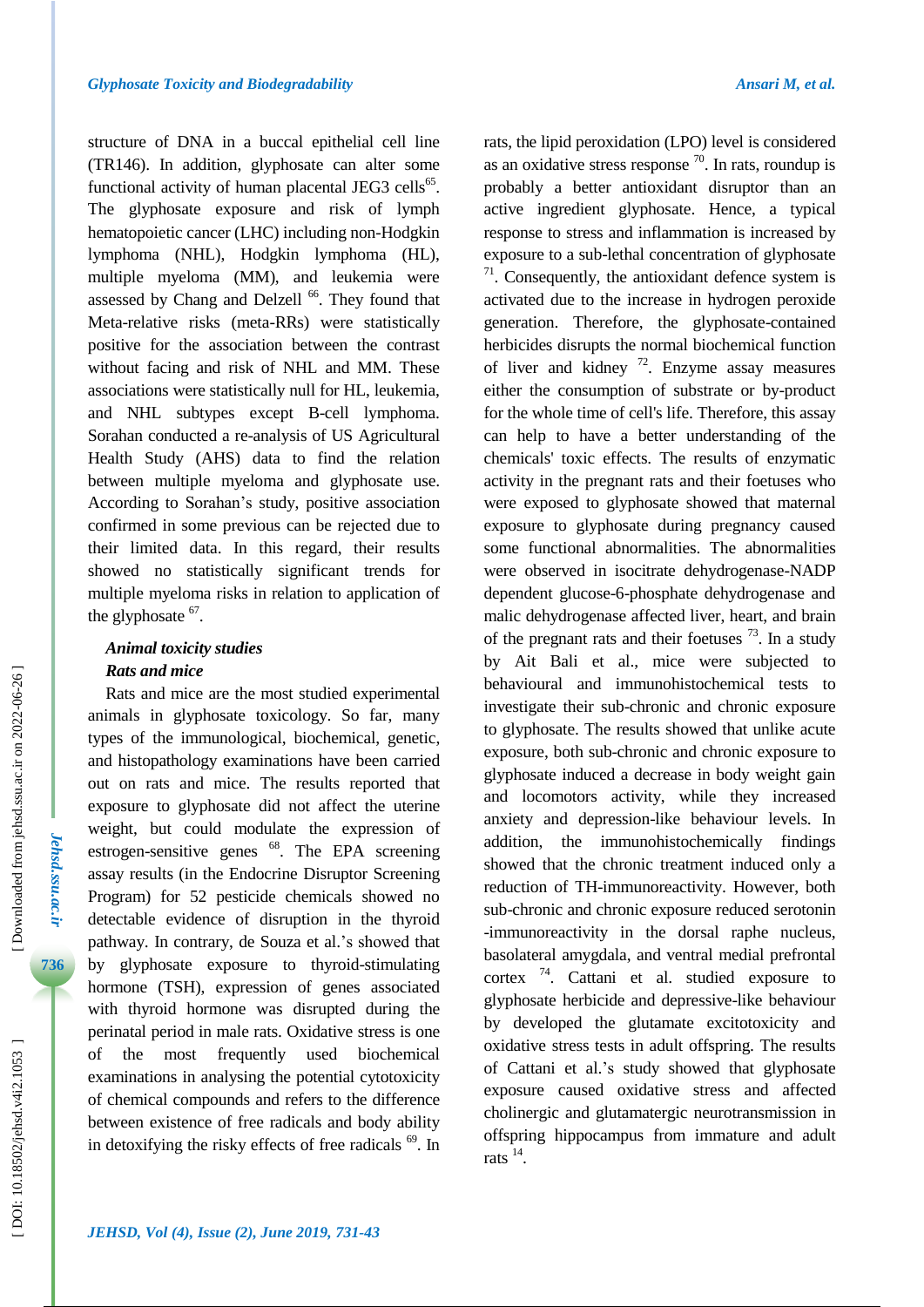structure of DNA in a buccal epithelial cell line (TR146). In addition, glyphosate can alter some functional activity of human placental JEG3 cells[65]. The glyphosate exposure and risk of lymph hematopoietic cancer (LHC) including non-Hodgkin lymphoma (NHL), Hodgkin lymphoma (HL), multiple myeloma (MM), and leukemia were assessed by Chang and Delzell [66]. They found that Meta-relative risks (meta-RRs) were statistically positive for the association between the contrast without facing and risk of NHL and MM. These associations were statistically null for HL, leukemia, and NHL subtypes except B-cell lymphoma. Sorahan conducted a re-analysis of US Agricultural Health Study (AHS) data to find the relation between multiple myeloma and glyphosate use. According to Sorahan's study, positive association confirmed in some previous can be rejected due to their limited data. In this regard, their results showed no statistically significant trends for multiple myeloma risks in relation to application of the glyphosate [67].

### *Animal toxicity studies*

#### *Rats and mice*

Rats and mice are the most studied experimental animals in glyphosate toxicology. So far, many types of the immunological, biochemical, genetic, and histopathology examinations have been carried out on rats and mice. The results reported that exposure to glyphosate did not affect the uterine weight, but could modulate the expression of estrogen-sensitive genes [68]. The EPA screening assay results (in the Endocrine Disruptor Screening Program) for 52 pesticide chemicals showed no detectable evidence of disruption in the thyroid pathway. In contrary, de Souza et al.'s showed that by glyphosate exposure to thyroid-stimulating hormone (TSH), expression of genes associated with thyroid hormone was disrupted during the perinatal period in male rats. Oxidative stress is one of the most frequently used biochemical examinations in analysing the potential cytotoxicity of chemical compounds and refers to the difference between existence of free radicals and body ability in detoxifying the risky effects of free radicals [69]. In rats, the lipid peroxidation (LPO) level is considered as an oxidative stress response [70]. In rats, roundup is probably a better antioxidant disruptor than an active ingredient glyphosate. Hence, a typical response to stress and inflammation is increased by exposure to a sub-lethal concentration of glyphosate [71]. Consequently, the antioxidant defence system is activated due to the increase in hydrogen peroxide generation. Therefore, the glyphosate-contained herbicides disrupts the normal biochemical function of liver and kidney [72]. Enzyme assay measures either the consumption of substrate or by-product for the whole time of cell's life. Therefore, this assay can help to have a better understanding of the chemicals' toxic effects. The results of enzymatic activity in the pregnant rats and their foetuses who were exposed to glyphosate showed that maternal exposure to glyphosate during pregnancy caused some functional abnormalities. The abnormalities were observed in isocitrate dehydrogenase-NADP dependent glucose-6-phosphate dehydrogenase and malic dehydrogenase affected liver, heart, and brain of the pregnant rats and their foetuses [73]. In a study by Ait Bali et al., mice were subjected to behavioural and immunohistochemical tests to investigate their sub-chronic and chronic exposure to glyphosate. The results showed that unlike acute exposure, both sub-chronic and chronic exposure to glyphosate induced a decrease in body weight gain and locomotors activity, while they increased anxiety and depression-like behaviour levels. In addition, the immunohistochemically findings showed that the chronic treatment induced only a reduction of TH-immunoreactivity. However, both sub-chronic and chronic exposure reduced serotonin -immunoreactivity in the dorsal raphe nucleus, basolateral amygdala, and ventral medial prefrontal cortex [74]. Cattani et al. studied exposure to glyphosate herbicide and depressive-like behaviour by developed the glutamate excitotoxicity and oxidative stress tests in adult offspring. The results of Cattani et al.'s study showed that glyphosate exposure caused oxidative stress and affected cholinergic and glutamatergic neurotransmission in offspring hippocampus from immature and adult rats [14].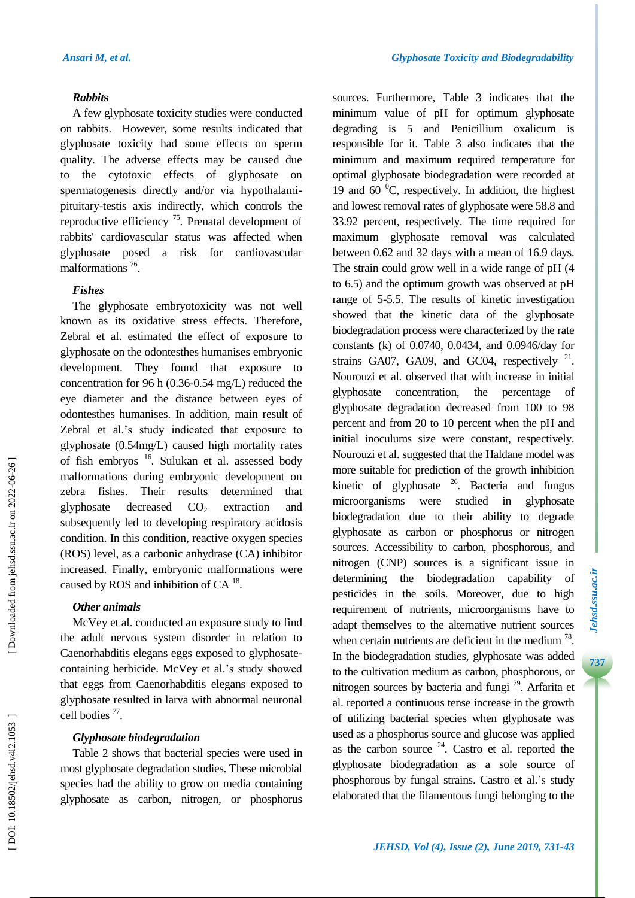### *Rabbits*

A few glyphosate toxicity studies were conducted on rabbits. However, some results indicated that glyphosate toxicity had some effects on sperm quality. The adverse effects may be caused due to the cytotoxic effects of glyphosate on spermatogenesis directly and/or via hypothalami-pituitary-testis axis indirectly, which controls the reproductive efficiency [75]. Prenatal development of rabbits' cardiovascular status was affected when glyphosate posed a risk for cardiovascular malformations [76].

### *Fishes*

The glyphosate embryotoxicity was not well known as its oxidative stress effects. Therefore, Zebral et al. estimated the effect of exposure to glyphosate on the odontesthes humanises embryonic development. They found that exposure to concentration for 96 h (0.36-0.54 mg/L) reduced the eye diameter and the distance between eyes of odontesthes humanises. In addition, main result of Zebral et al.'s study indicated that exposure to glyphosate (0.54mg/L) caused high mortality rates of fish embryos [16]. Sulukan et al. assessed body malformations during embryonic development on zebra fishes. Their results determined that glyphosate decreased $CO_2$ extraction and subsequently led to developing respiratory acidosis condition. In this condition, reactive oxygen species (ROS) level, as a carbonic anhydrase (CA) inhibitor increased. Finally, embryonic malformations were caused by ROS and inhibition of CA [18].

### *Other animals*

McVey et al. conducted an exposure study to find the adult nervous system disorder in relation to Caenorhabditis elegans eggs exposed to glyphosate-containing herbicide. McVey et al.'s study showed that eggs from Caenorhabditis elegans exposed to glyphosate resulted in larva with abnormal neuronal cell bodies [77].

### *Glyphosate biodegradation*

Table 2 shows that bacterial species were used in most glyphosate degradation studies. These microbial species had the ability to grow on media containing glyphosate as carbon, nitrogen, or phosphorus sources. Furthermore, Table 3 indicates that the minimum value of pH for optimum glyphosate degrading is 5 and Penicillium oxalicum is responsible for it. Table 3 also indicates that the minimum and maximum required temperature for optimal glyphosate biodegradation were recorded at 19 and 60 $^0$C, respectively. In addition, the highest and lowest removal rates of glyphosate were 58.8 and 33.92 percent, respectively. The time required for maximum glyphosate removal was calculated between 0.62 and 32 days with a mean of 16.9 days. The strain could grow well in a wide range of pH (4 to 6.5) and the optimum growth was observed at pH range of 5-5.5. The results of kinetic investigation showed that the kinetic data of the glyphosate biodegradation process were characterized by the rate constants (k) of 0.0740, 0.0434, and 0.0946/day for strains GA07, GA09, and GC04, respectively [21]. Nourouzi et al. observed that with increase in initial glyphosate concentration, the percentage of glyphosate degradation decreased from 100 to 98 percent and from 20 to 10 percent when the pH and initial inoculums size were constant, respectively. Nourouzi et al. suggested that the Haldane model was more suitable for prediction of the growth inhibition kinetic of glyphosate [26]. Bacteria and fungus microorganisms were studied in glyphosate biodegradation due to their ability to degrade glyphosate as carbon or phosphorus or nitrogen sources. Accessibility to carbon, phosphorous, and nitrogen (CNP) sources is a significant issue in determining the biodegradation capability of pesticides in the soils. Moreover, due to high requirement of nutrients, microorganisms have to adapt themselves to the alternative nutrient sources when certain nutrients are deficient in the medium [78]. In the biodegradation studies, glyphosate was added to the cultivation medium as carbon, phosphorous, or nitrogen sources by bacteria and fungi [79]. Arfarita et al. reported a continuous tense increase in the growth of utilizing bacterial species when glyphosate was used as a phosphorus source and glucose was applied as the carbon source [24]. Castro et al. reported the glyphosate biodegradation as a sole source of phosphorous by fungal strains. Castro et al.'s study elaborated that the filamentous fungi belonging to the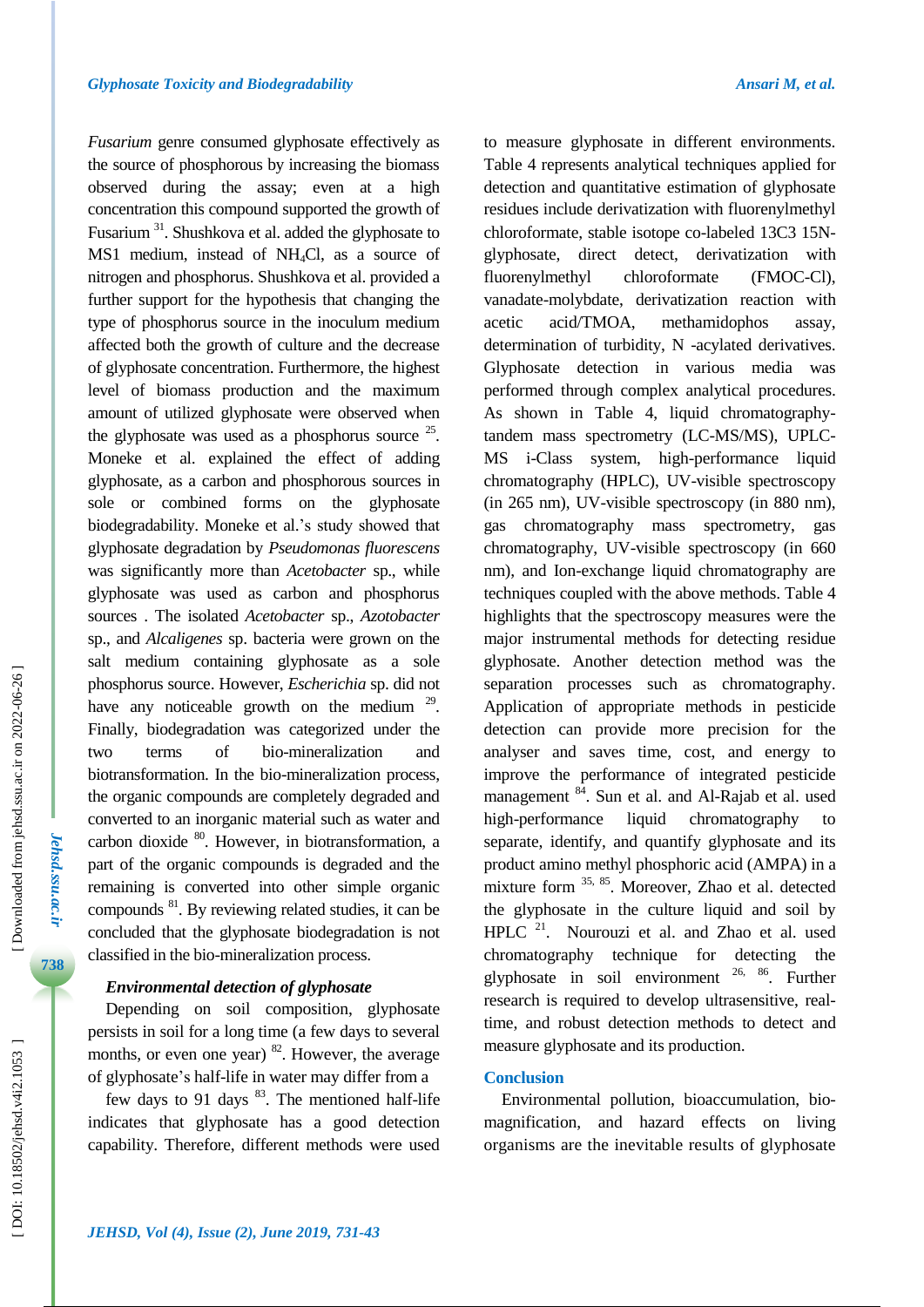*Fusarium* genre consumed glyphosate effectively as the source of phosphorous by increasing the biomass observed during the assay; even at a high concentration this compound supported the growth of Fusarium [31]. Shushkova et al. added the glyphosate to MS1 medium, instead of $NH_4Cl$, as a source of nitrogen and phosphorus. Shushkova et al. provided a further support for the hypothesis that changing the type of phosphorus source in the inoculum medium affected both the growth of culture and the decrease of glyphosate concentration. Furthermore, the highest level of biomass production and the maximum amount of utilized glyphosate were observed when the glyphosate was used as a phosphorus source [25]. Moneke et al. explained the effect of adding glyphosate, as a carbon and phosphorous sources in sole or combined forms on the glyphosate biodegradability. Moneke et al.'s study showed that glyphosate degradation by *Pseudomonas fluorescens* was significantly more than *Acetobacter* sp., while glyphosate was used as carbon and phosphorus sources . The isolated *Acetobacter* sp., *Azotobacter* sp., and *Alcaligenes* sp. bacteria were grown on the salt medium containing glyphosate as a sole phosphorus source. However, *Escherichia* sp. did not have any noticeable growth on the medium [29]. Finally, biodegradation was categorized under the two terms of bio-mineralization and biotransformation. In the bio-mineralization process, the organic compounds are completely degraded and converted to an inorganic material such as water and carbon dioxide [80]. However, in biotransformation, a part of the organic compounds is degraded and the remaining is converted into other simple organic compounds [81]. By reviewing related studies, it can be concluded that the glyphosate biodegradation is not classified in the bio-mineralization process.

### *Environmental detection of glyphosate*

Depending on soil composition, glyphosate persists in soil for a long time (a few days to several months, or even one year) [82]. However, the average of glyphosate's half-life in water may differ from a few days to 91 days [83]. The mentioned half-life indicates that glyphosate has a good detection capability. Therefore, different methods were used to measure glyphosate in different environments. Table 4 represents analytical techniques applied for detection and quantitative estimation of glyphosate residues include derivatization with fluorenylmethyl chloroformate, stable isotope co-labeled 13C3 15N-glyphosate, direct detect, derivatization with fluorenylmethyl chloroformate (FMOC-Cl), vanadate-molybdate, derivatization reaction with acetic acid/TMOA, methamidophos assay, determination of turbidity, N -acylated derivatives. Glyphosate detection in various media was performed through complex analytical procedures. As shown in Table 4, liquid chromatography-tandem mass spectrometry (LC-MS/MS), UPLC-MS i-Class system, high-performance liquid chromatography (HPLC), UV-visible spectroscopy (in 265 nm), UV-visible spectroscopy (in 880 nm), gas chromatography mass spectrometry, gas chromatography, UV-visible spectroscopy (in 660 nm), and Ion-exchange liquid chromatography are techniques coupled with the above methods. Table 4 highlights that the spectroscopy measures were the major instrumental methods for detecting residue glyphosate. Another detection method was the separation processes such as chromatography. Application of appropriate methods in pesticide detection can provide more precision for the analyser and saves time, cost, and energy to improve the performance of integrated pesticide management [84]. Sun et al. and Al-Rajab et al. used high-performance liquid chromatography to separate, identify, and quantify glyphosate and its product amino methyl phosphoric acid (AMPA) in a mixture form [35, 85]. Moreover, Zhao et al. detected the glyphosate in the culture liquid and soil by HPLC [21]. Nourouzi et al. and Zhao et al. used chromatography technique for detecting the glyphosate in soil environment [26, 86]. Further research is required to develop ultrasensitive, real-time, and robust detection methods to detect and measure glyphosate and its production.

## Conclusion

Environmental pollution, bioaccumulation, bio-magnification, and hazard effects on living organisms are the inevitable results of glyphosate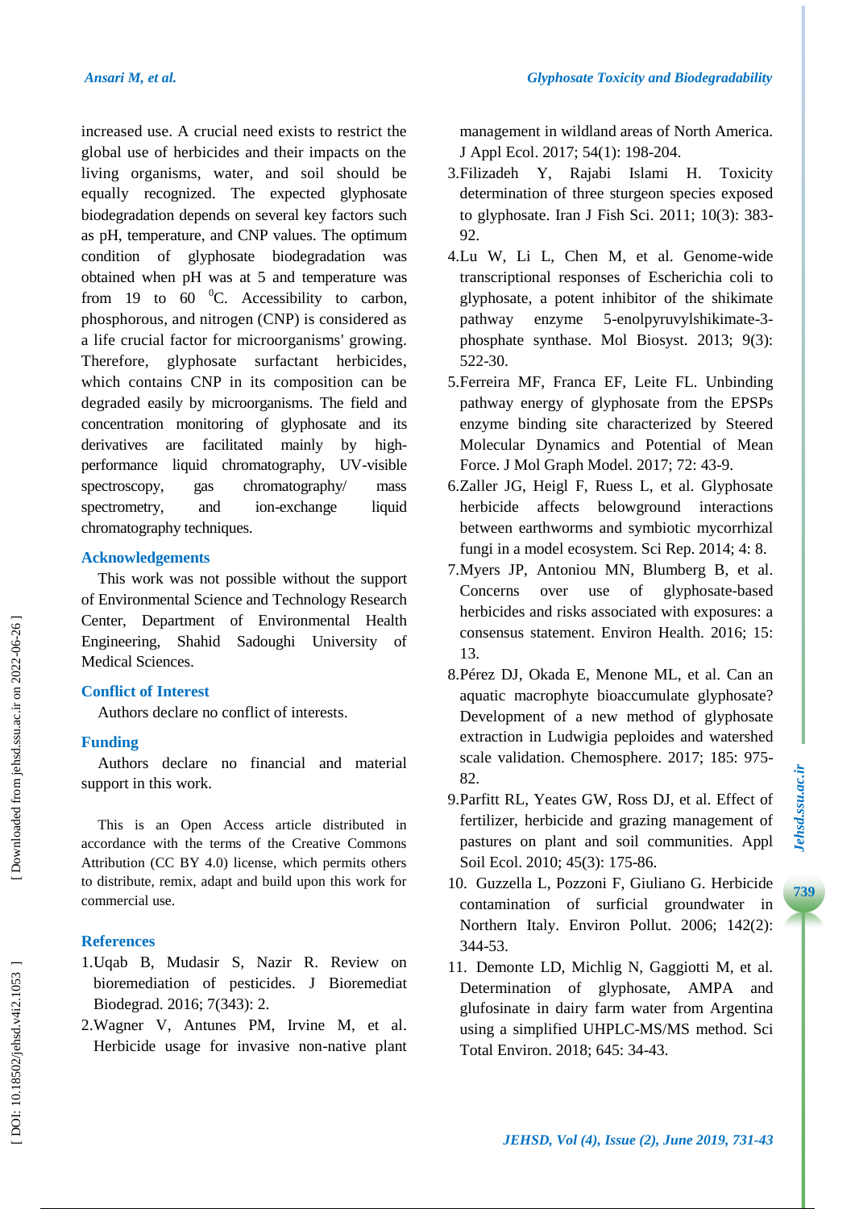increased use. A crucial need exists to restrict the global use of herbicides and their impacts on the living organisms, water, and soil should be equally recognized. The expected glyphosate biodegradation depends on several key factors such as pH, temperature, and CNP values. The optimum condition of glyphosate biodegradation was obtained when pH was at 5 and temperature was from 19 to 60 $^0$C. Accessibility to carbon, phosphorous, and nitrogen (CNP) is considered as a life crucial factor for microorganisms' growing. Therefore, glyphosate surfactant herbicides, which contains CNP in its composition can be degraded easily by microorganisms. The field and concentration monitoring of glyphosate and its derivatives are facilitated mainly by high-performance liquid chromatography, UV-visible spectroscopy, gas chromatography/ mass spectrometry, and ion-exchange liquid chromatography techniques.

## Acknowledgements

This work was not possible without the support of Environmental Science and Technology Research Center, Department of Environmental Health Engineering, Shahid Sadoughi University of Medical Sciences.

## Conflict of Interest

Authors declare no conflict of interests.

## Funding

Authors declare no financial and material support in this work.

This is an Open Access article distributed in accordance with the terms of the Creative Commons Attribution (CC BY 4.0) license, which permits others to distribute, remix, adapt and build upon this work for commercial use.

## References

1. Uqab B, Mudasir S, Nazir R. Review on bioremediation of pesticides. J Bioremediat Biodegrad. 2016; 7(343): 2.
2. Wagner V, Antunes PM, Irvine M, et al. Herbicide usage for invasive non-native plant management in wildland areas of North America. J Appl Ecol. 2017; 54(1): 198-204.
3. Filizadeh Y, Rajabi Islami H. Toxicity determination of three sturgeon species exposed to glyphosate. Iran J Fish Sci. 2011; 10(3): 383-92.
4. Lu W, Li L, Chen M, et al. Genome-wide transcriptional responses of Escherichia coli to glyphosate, a potent inhibitor of the shikimate pathway enzyme 5-enolpyruvylshikimate-3-phosphate synthase. Mol Biosyst. 2013; 9(3): 522-30.
5. Ferreira MF, Franca EF, Leite FL. Unbinding pathway energy of glyphosate from the EPSPs enzyme binding site characterized by Steered Molecular Dynamics and Potential of Mean Force. J Mol Graph Model. 2017; 72: 43-9.
6. Zaller JG, Heigl F, Ruess L, et al. Glyphosate herbicide affects belowground interactions between earthworms and symbiotic mycorrhizal fungi in a model ecosystem. Sci Rep. 2014; 4: 8.
7. Myers JP, Antoniou MN, Blumberg B, et al. Concerns over use of glyphosate-based herbicides and risks associated with exposures: a consensus statement. Environ Health. 2016; 15: 13.
8. Pérez DJ, Okada E, Menone ML, et al. Can an aquatic macrophyte bioaccumulate glyphosate? Development of a new method of glyphosate extraction in Ludwigia peploides and watershed scale validation. Chemosphere. 2017; 185: 975-82.
9. Parfitt RL, Yeates GW, Ross DJ, et al. Effect of fertilizer, herbicide and grazing management of pastures on plant and soil communities. Appl Soil Ecol. 2010; 45(3): 175-86.
10. Guzzella L, Pozzoni F, Giuliano G. Herbicide contamination of surficial groundwater in Northern Italy. Environ Pollut. 2006; 142(2): 344-53.
11. Demonte LD, Michlig N, Gaggiotti M, et al. Determination of glyphosate, AMPA and glufosinate in dairy farm water from Argentina using a simplified UHPLC-MS/MS method. Sci Total Environ. 2018; 645: 34-43.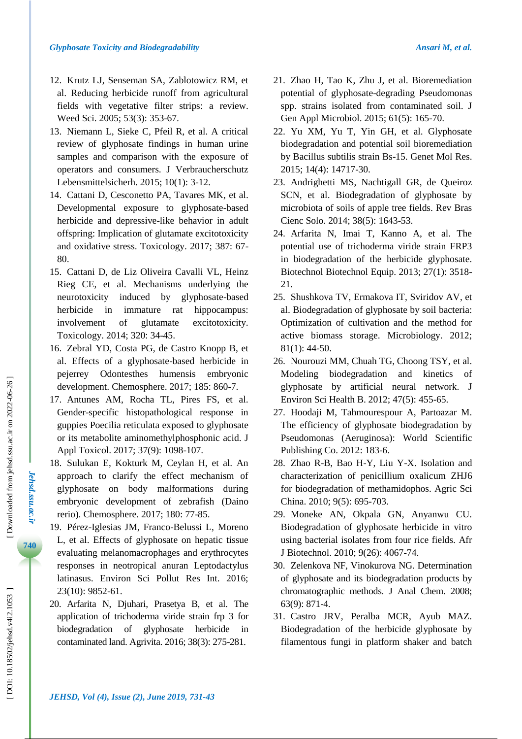12. Krutz LJ, Senseman SA, Zablotowicz RM, et al. Reducing herbicide runoff from agricultural fields with vegetative filter strips: a review. Weed Sci. 2005; 53(3): 353-67.
13. Niemann L, Sieke C, Pfeil R, et al. A critical review of glyphosate findings in human urine samples and comparison with the exposure of operators and consumers. J Verbraucherschutz Lebensmittelsicherh. 2015; 10(1): 3-12.
14. Cattani D, Cesconetto PA, Tavares MK, et al. Developmental exposure to glyphosate-based herbicide and depressive-like behavior in adult offspring: Implication of glutamate excitotoxicity and oxidative stress. Toxicology. 2017; 387: 67-80.
15. Cattani D, de Liz Oliveira Cavalli VL, Heinz Rieg CE, et al. Mechanisms underlying the neurotoxicity induced by glyphosate-based herbicide in immature rat hippocampus: involvement of glutamate excitotoxicity. Toxicology. 2014; 320: 34-45.
16. Zebral YD, Costa PG, de Castro Knopp B, et al. Effects of a glyphosate-based herbicide in pejerrey Odontesthes humensis embryonic development. Chemosphere. 2017; 185: 860-7.
17. Antunes AM, Rocha TL, Pires FS, et al. Gender-specific histopathological response in guppies Poecilia reticulata exposed to glyphosate or its metabolite aminomethylphosphonic acid. J Appl Toxicol. 2017; 37(9): 1098-107.
18. Sulukan E, Kokturk M, Ceylan H, et al. An approach to clarify the effect mechanism of glyphosate on body malformations during embryonic development of zebrafish (Daino rerio). Chemosphere. 2017; 180: 77-85.
19. Pérez-Iglesias JM, Franco-Belussi L, Moreno L, et al. Effects of glyphosate on hepatic tissue evaluating melanomacrophages and erythrocytes responses in neotropical anuran Leptodactylus latinasus. Environ Sci Pollut Res Int. 2016; 23(10): 9852-61.
20. Arfarita N, Djuhari, Prasetya B, et al. The application of trichoderma viride strain frp 3 for biodegradation of glyphosate herbicide in contaminated land. Agrivita. 2016; 38(3): 275-281.
21. Zhao H, Tao K, Zhu J, et al. Bioremediation potential of glyphosate-degrading Pseudomonas spp. strains isolated from contaminated soil. J Gen Appl Microbiol. 2015; 61(5): 165-70.
22. Yu XM, Yu T, Yin GH, et al. Glyphosate biodegradation and potential soil bioremediation by Bacillus subtilis strain Bs-15. Genet Mol Res. 2015; 14(4): 14717-30.
23. Andrighetti MS, Nachtigall GR, de Queiroz SCN, et al. Biodegradation of glyphosate by microbiota of soils of apple tree fields. Rev Bras Cienc Solo. 2014; 38(5): 1643-53.
24. Arfarita N, Imai T, Kanno A, et al. The potential use of trichoderma viride strain FRP3 in biodegradation of the herbicide glyphosate. Biotechnol Biotechnol Equip. 2013; 27(1): 3518-21.
25. Shushkova TV, Ermakova IT, Sviridov AV, et al. Biodegradation of glyphosate by soil bacteria: Optimization of cultivation and the method for active biomass storage. Microbiology. 2012; 81(1): 44-50.
26. Nourouzi MM, Chuah TG, Choong TSY, et al. Modeling biodegradation and kinetics of glyphosate by artificial neural network. J Environ Sci Health B. 2012; 47(5): 455-65.
27. Hoodaji M, Tahmourespour A, Partoazar M. The efficiency of glyphosate biodegradation by Pseudomonas (Aeruginosa): World Scientific Publishing Co. 2012: 183-6.
28. Zhao R-B, Bao H-Y, Liu Y-X. Isolation and characterization of penicillium oxalicum ZHJ6 for biodegradation of methamidophos. Agric Sci China. 2010; 9(5): 695-703.
29. Moneke AN, Okpala GN, Anyanwu CU. Biodegradation of glyphosate herbicide in vitro using bacterial isolates from four rice fields. Afr J Biotechnol. 2010; 9(26): 4067-74.
30. Zelenkova NF, Vinokurova NG. Determination of glyphosate and its biodegradation products by chromatographic methods. J Anal Chem. 2008; 63(9): 871-4.
31. Castro JRV, Peralba MCR, Ayub MAZ. Biodegradation of the herbicide glyphosate by filamentous fungi in platform shaker and batch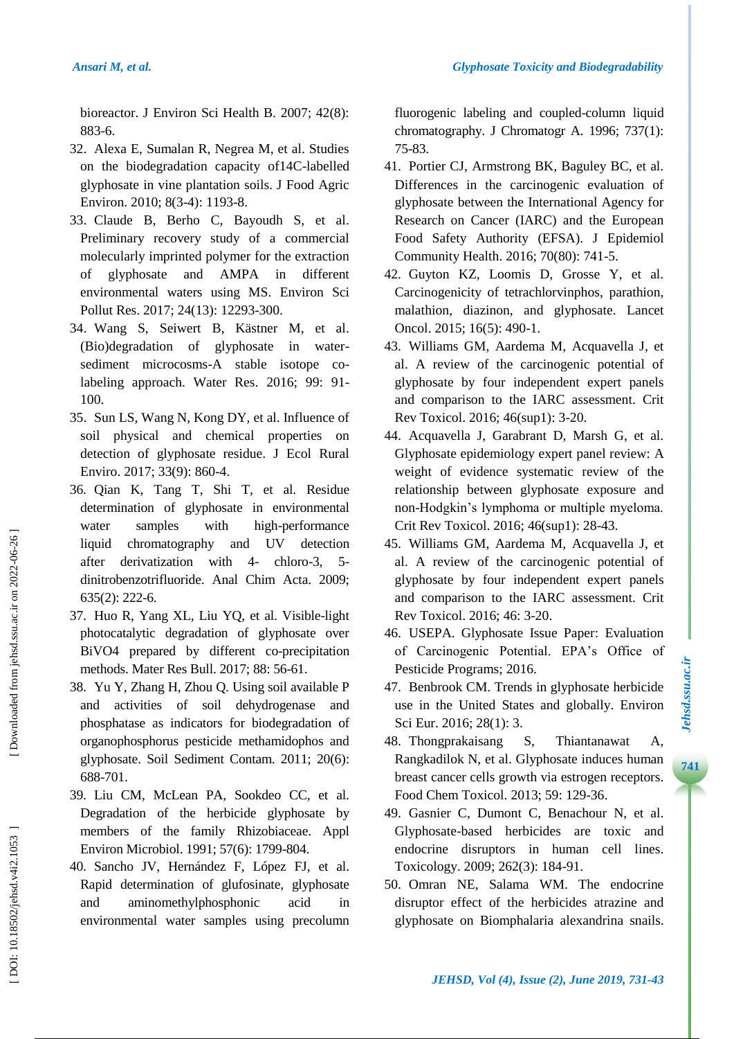bioreactor. J Environ Sci Health B. 2007; 42(8): 883-6.

32. Alexa E, Sumalan R, Negrea M, et al. Studies on the biodegradation capacity of14C-labelled glyphosate in vine plantation soils. J Food Agric Environ. 2010; 8(3-4): 1193-8.
33. Claude B, Berho C, Bayoudh S, et al. Preliminary recovery study of a commercial molecularly imprinted polymer for the extraction of glyphosate and AMPA in different environmental waters using MS. Environ Sci Pollut Res. 2017; 24(13): 12293-300.
34. Wang S, Seiwert B, Kästner M, et al. (Bio)degradation of glyphosate in water-sediment microcosms-A stable isotope co-labeling approach. Water Res. 2016; 99: 91-100.
35. Sun LS, Wang N, Kong DY, et al. Influence of soil physical and chemical properties on detection of glyphosate residue. J Ecol Rural Enviro. 2017; 33(9): 860-4.
36. Qian K, Tang T, Shi T, et al. Residue determination of glyphosate in environmental water samples with high-performance liquid chromatography and UV detection after derivatization with 4- chloro-3, 5-dinitrobenzotrifluoride. Anal Chim Acta. 2009; 635(2): 222-6.
37. Huo R, Yang XL, Liu YQ, et al. Visible-light photocatalytic degradation of glyphosate over BiVO4 prepared by different co-precipitation methods. Mater Res Bull. 2017; 88: 56-61.
38. Yu Y, Zhang H, Zhou Q. Using soil available P and activities of soil dehydrogenase and phosphatase as indicators for biodegradation of organophosphorus pesticide methamidophos and glyphosate. Soil Sediment Contam. 2011; 20(6): 688-701.
39. Liu CM, McLean PA, Sookdeo CC, et al. Degradation of the herbicide glyphosate by members of the family Rhizobiaceae. Appl Environ Microbiol. 1991; 57(6): 1799-804.
40. Sancho JV, Hernández F, López FJ, et al. Rapid determination of glufosinate, glyphosate and aminomethylphosphonic acid in environmental water samples using precolumn fluorogenic labeling and coupled-column liquid chromatography. J Chromatogr A. 1996; 737(1): 75-83.
41. Portier CJ, Armstrong BK, Baguley BC, et al. Differences in the carcinogenic evaluation of glyphosate between the International Agency for Research on Cancer (IARC) and the European Food Safety Authority (EFSA). J Epidemiol Community Health. 2016; 70(80): 741-5.
42. Guyton KZ, Loomis D, Grosse Y, et al. Carcinogenicity of tetrachlorvinphos, parathion, malathion, diazinon, and glyphosate. Lancet Oncol. 2015; 16(5): 490-1.
43. Williams GM, Aardema M, Acquavella J, et al. A review of the carcinogenic potential of glyphosate by four independent expert panels and comparison to the IARC assessment. Crit Rev Toxicol. 2016; 46(sup1): 3-20.
44. Acquavella J, Garabrant D, Marsh G, et al. Glyphosate epidemiology expert panel review: A weight of evidence systematic review of the relationship between glyphosate exposure and non-Hodgkin's lymphoma or multiple myeloma. Crit Rev Toxicol. 2016; 46(sup1): 28-43.
45. Williams GM, Aardema M, Acquavella J, et al. A review of the carcinogenic potential of glyphosate by four independent expert panels and comparison to the IARC assessment. Crit Rev Toxicol. 2016; 46: 3-20.
46. USEPA. Glyphosate Issue Paper: Evaluation of Carcinogenic Potential. EPA's Office of Pesticide Programs; 2016.
47. Benbrook CM. Trends in glyphosate herbicide use in the United States and globally. Environ Sci Eur. 2016; 28(1): 3.
48. Thongprakaisang S, Thiantanawat A, Rangkadilok N, et al. Glyphosate induces human breast cancer cells growth via estrogen receptors. Food Chem Toxicol. 2013; 59: 129-36.
49. Gasnier C, Dumont C, Benachour N, et al. Glyphosate-based herbicides are toxic and endocrine disruptors in human cell lines. Toxicology. 2009; 262(3): 184-91.
50. Omran NE, Salama WM. The endocrine disruptor effect of the herbicides atrazine and glyphosate on Biomphalaria alexandrina snails.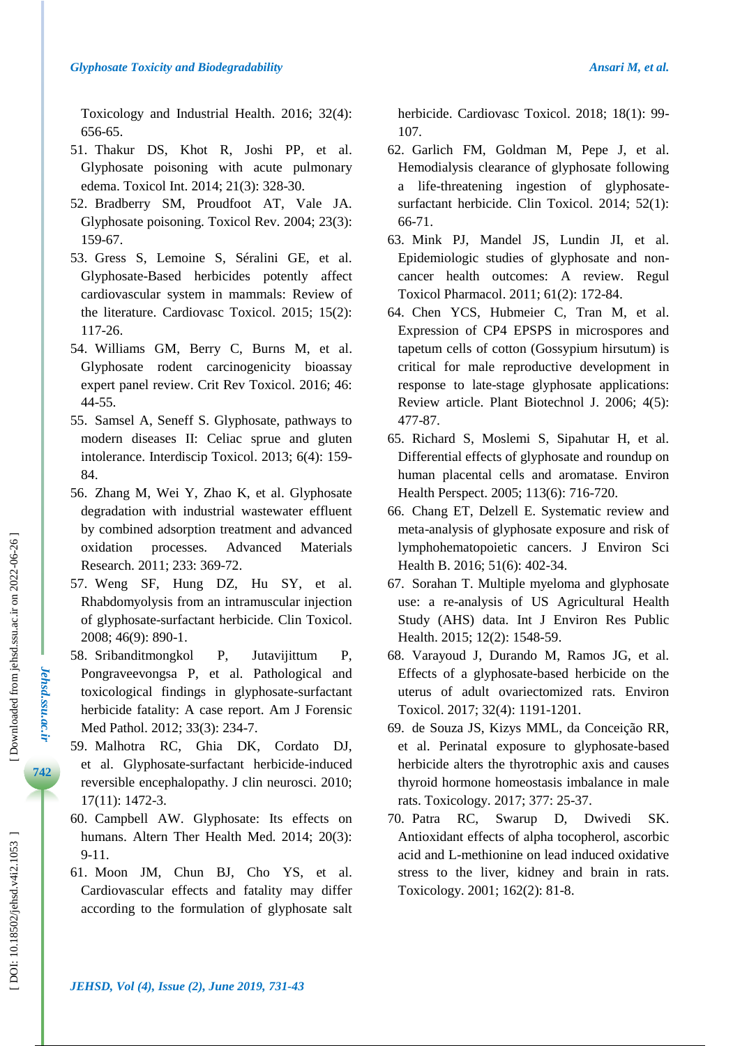Toxicology and Industrial Health. 2016; 32(4): 656-65.

51. Thakur DS, Khot R, Joshi PP, et al. Glyphosate poisoning with acute pulmonary edema. Toxicol Int. 2014; 21(3): 328-30.
52. Bradberry SM, Proudfoot AT, Vale JA. Glyphosate poisoning. Toxicol Rev. 2004; 23(3): 159-67.
53. Gress S, Lemoine S, Séralini GE, et al. Glyphosate-Based herbicides potently affect cardiovascular system in mammals: Review of the literature. Cardiovasc Toxicol. 2015; 15(2): 117-26.
54. Williams GM, Berry C, Burns M, et al. Glyphosate rodent carcinogenicity bioassay expert panel review. Crit Rev Toxicol. 2016; 46: 44-55.
55. Samsel A, Seneff S. Glyphosate, pathways to modern diseases II: Celiac sprue and gluten intolerance. Interdiscip Toxicol. 2013; 6(4): 159-84.
56. Zhang M, Wei Y, Zhao K, et al. Glyphosate degradation with industrial wastewater effluent by combined adsorption treatment and advanced oxidation processes. Advanced Materials Research. 2011; 233: 369-72.
57. Weng SF, Hung DZ, Hu SY, et al. Rhabdomyolysis from an intramuscular injection of glyphosate-surfactant herbicide. Clin Toxicol. 2008; 46(9): 890-1.
58. Sribanditmongkol P, Jutavijittum P, Pongraveevongsa P, et al. Pathological and toxicological findings in glyphosate-surfactant herbicide fatality: A case report. Am J Forensic Med Pathol. 2012; 33(3): 234-7.
59. Malhotra RC, Ghia DK, Cordato DJ, et al. Glyphosate-surfactant herbicide-induced reversible encephalopathy. J clin neurosci. 2010; 17(11): 1472-3.
60. Campbell AW. Glyphosate: Its effects on humans. Altern Ther Health Med. 2014; 20(3): 9-11.
61. Moon JM, Chun BJ, Cho YS, et al. Cardiovascular effects and fatality may differ according to the formulation of glyphosate salt herbicide. Cardiovasc Toxicol. 2018; 18(1): 99-107.
62. Garlich FM, Goldman M, Pepe J, et al. Hemodialysis clearance of glyphosate following a life-threatening ingestion of glyphosate-surfactant herbicide. Clin Toxicol. 2014; 52(1): 66-71.
63. Mink PJ, Mandel JS, Lundin JI, et al. Epidemiologic studies of glyphosate and non-cancer health outcomes: A review. Regul Toxicol Pharmacol. 2011; 61(2): 172-84.
64. Chen YCS, Hubmeier C, Tran M, et al. Expression of CP4 EPSPS in microspores and tapetum cells of cotton (Gossypium hirsutum) is critical for male reproductive development in response to late-stage glyphosate applications: Review article. Plant Biotechnol J. 2006; 4(5): 477-87.
65. Richard S, Moslemi S, Sipahutar H, et al. Differential effects of glyphosate and roundup on human placental cells and aromatase. Environ Health Perspect. 2005; 113(6): 716-720.
66. Chang ET, Delzell E. Systematic review and meta-analysis of glyphosate exposure and risk of lymphohematopoietic cancers. J Environ Sci Health B. 2016; 51(6): 402-34.
67. Sorahan T. Multiple myeloma and glyphosate use: a re-analysis of US Agricultural Health Study (AHS) data. Int J Environ Res Public Health. 2015; 12(2): 1548-59.
68. Varayoud J, Durando M, Ramos JG, et al. Effects of a glyphosate-based herbicide on the uterus of adult ovariectomized rats. Environ Toxicol. 2017; 32(4): 1191-1201.
69. de Souza JS, Kizys MML, da Conceição RR, et al. Perinatal exposure to glyphosate-based herbicide alters the thyrotrophic axis and causes thyroid hormone homeostasis imbalance in male rats. Toxicology. 2017; 377: 25-37.
70. Patra RC, Swarup D, Dwivedi SK. Antioxidant effects of alpha tocopherol, ascorbic acid and L-methionine on lead induced oxidative stress to the liver, kidney and brain in rats. Toxicology. 2001; 162(2): 81-8.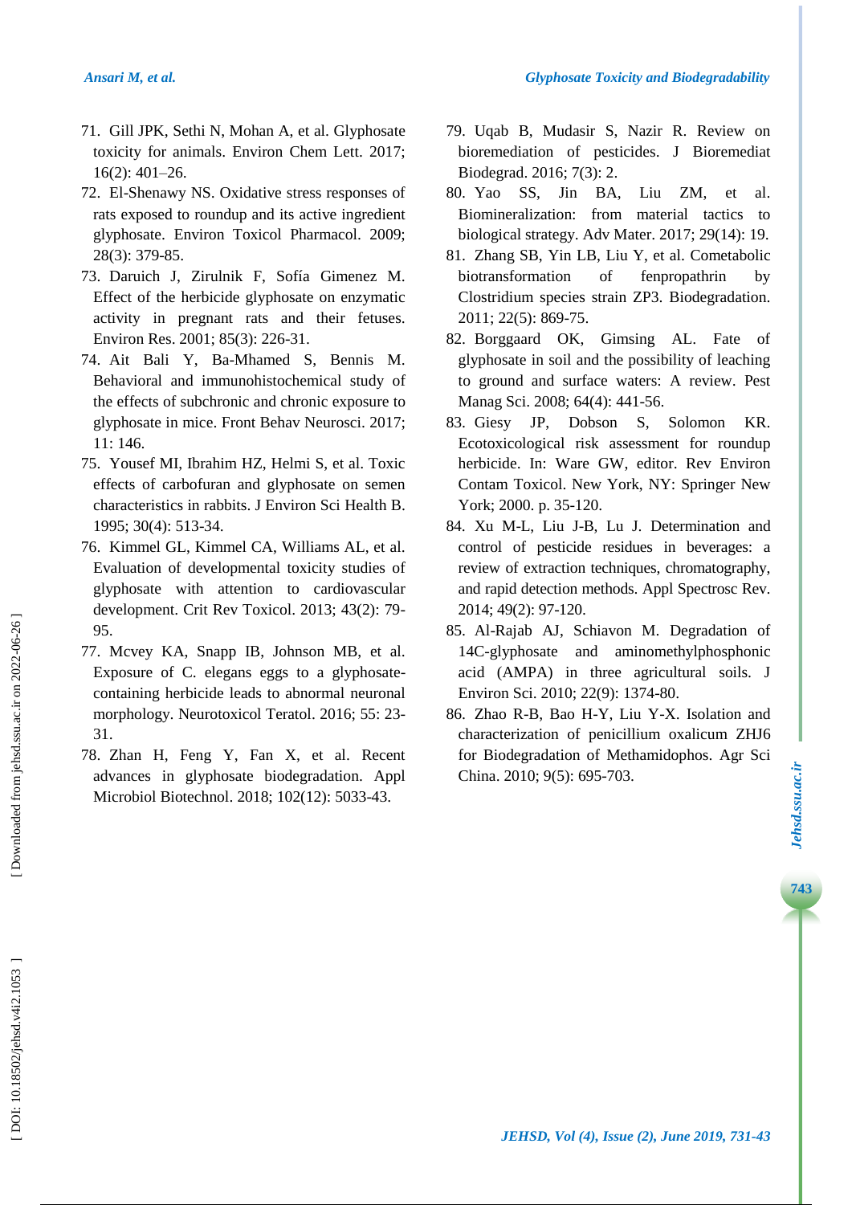71. Gill JPK, Sethi N, Mohan A, et al. Glyphosate toxicity for animals. Environ Chem Lett. 2017; 16(2): 401–26.
72. El-Shenawy NS. Oxidative stress responses of rats exposed to roundup and its active ingredient glyphosate. Environ Toxicol Pharmacol. 2009; 28(3): 379-85.
73. Daruich J, Zirulnik F, Sofía Gimenez M. Effect of the herbicide glyphosate on enzymatic activity in pregnant rats and their fetuses. Environ Res. 2001; 85(3): 226-31.
74. Ait Bali Y, Ba-Mhamed S, Bennis M. Behavioral and immunohistochemical study of the effects of subchronic and chronic exposure to glyphosate in mice. Front Behav Neurosci. 2017; 11: 146.
75. Yousef MI, Ibrahim HZ, Helmi S, et al. Toxic effects of carbofuran and glyphosate on semen characteristics in rabbits. J Environ Sci Health B. 1995; 30(4): 513-34.
76. Kimmel GL, Kimmel CA, Williams AL, et al. Evaluation of developmental toxicity studies of glyphosate with attention to cardiovascular development. Crit Rev Toxicol. 2013; 43(2): 79-95.
77. Mcvey KA, Snapp IB, Johnson MB, et al. Exposure of C. elegans eggs to a glyphosate-containing herbicide leads to abnormal neuronal morphology. Neurotoxicol Teratol. 2016; 55: 23-31.
78. Zhan H, Feng Y, Fan X, et al. Recent advances in glyphosate biodegradation. Appl Microbiol Biotechnol. 2018; 102(12): 5033-43.
79. Uqab B, Mudasir S, Nazir R. Review on bioremediation of pesticides. J Bioremediat Biodegrad. 2016; 7(3): 2.
80. Yao SS, Jin BA, Liu ZM, et al. Biomineralization: from material tactics to biological strategy. Adv Mater. 2017; 29(14): 19.
81. Zhang SB, Yin LB, Liu Y, et al. Cometabolic biotransformation of fenpropathrin by Clostridium species strain ZP3. Biodegradation. 2011; 22(5): 869-75.
82. Borggaard OK, Gimsing AL. Fate of glyphosate in soil and the possibility of leaching to ground and surface waters: A review. Pest Manag Sci. 2008; 64(4): 441-56.
83. Giesy JP, Dobson S, Solomon KR. Ecotoxicological risk assessment for roundup herbicide. In: Ware GW, editor. Rev Environ Contam Toxicol. New York, NY: Springer New York; 2000. p. 35-120.
84. Xu M-L, Liu J-B, Lu J. Determination and control of pesticide residues in beverages: a review of extraction techniques, chromatography, and rapid detection methods. Appl Spectrosc Rev. 2014; 49(2): 97-120.
85. Al-Rajab AJ, Schiavon M. Degradation of 14C-glyphosate and aminomethylphosphonic acid (AMPA) in three agricultural soils. J Environ Sci. 2010; 22(9): 1374-80.
86. Zhao R-B, Bao H-Y, Liu Y-X. Isolation and characterization of penicillium oxalicum ZHJ6 for Biodegradation of Methamidophos. Agr Sci China. 2010; 9(5): 695-703.